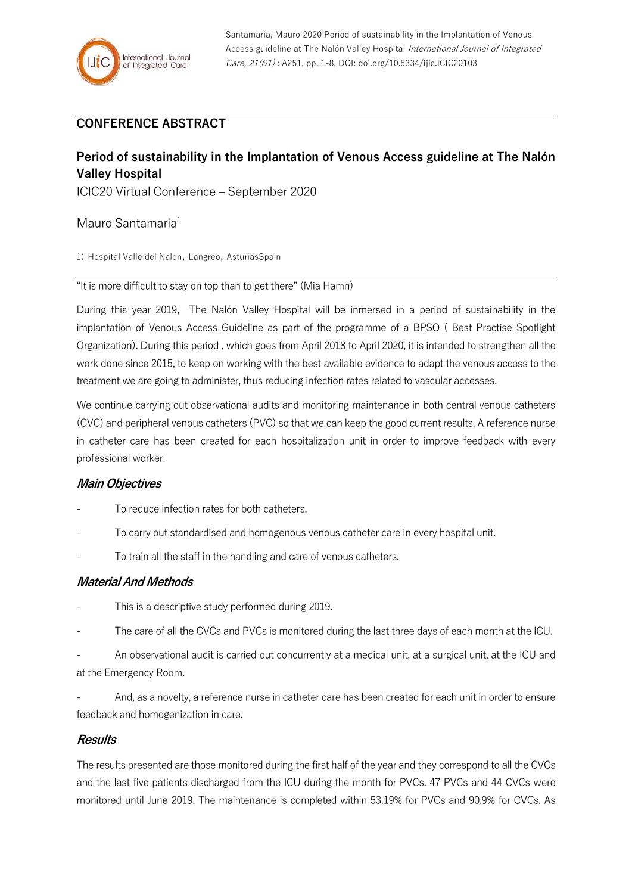## CONFERENCE ABSTRACT

# Period of sustainability in the Implantation of Venous Access guideline at The Nalón Valley Hospital

ICIC20 Virtual Conference – September 2020

Mauro Santamaria[1]

1: Hospital Valle del Nalon, Langreo, AsturiasSpain

"It is more difficult to stay on top than to get there" (Mia Hamn)

During this year 2019, The Nalón Valley Hospital will be inmersed in a period of sustainability in the implantation of Venous Access Guideline as part of the programme of a BPSO ( Best Practise Spotlight Organization). During this period , which goes from April 2018 to April 2020, it is intended to strengthen all the work done since 2015, to keep on working with the best available evidence to adapt the venous access to the treatment we are going to administer, thus reducing infection rates related to vascular accesses.

We continue carrying out observational audits and monitoring maintenance in both central venous catheters (CVC) and peripheral venous catheters (PVC) so that we can keep the good current results. A reference nurse in catheter care has been created for each hospitalization unit in order to improve feedback with every professional worker.

## *Main Objectives*

- To reduce infection rates for both catheters.
- To carry out standardised and homogenous venous catheter care in every hospital unit.
- To train all the staff in the handling and care of venous catheters.

## *Material And Methods*

- This is a descriptive study performed during 2019.
- The care of all the CVCs and PVCs is monitored during the last three days of each month at the ICU.
- An observational audit is carried out concurrently at a medical unit, at a surgical unit, at the ICU and at the Emergency Room.
- And, as a novelty, a reference nurse in catheter care has been created for each unit in order to ensure feedback and homogenization in care.

## *Results*

The results presented are those monitored during the first half of the year and they correspond to all the CVCs and the last five patients discharged from the ICU during the month for PVCs. 47 PVCs and 44 CVCs were monitored until June 2019. The maintenance is completed within 53.19% for PVCs and 90.9% for CVCs. As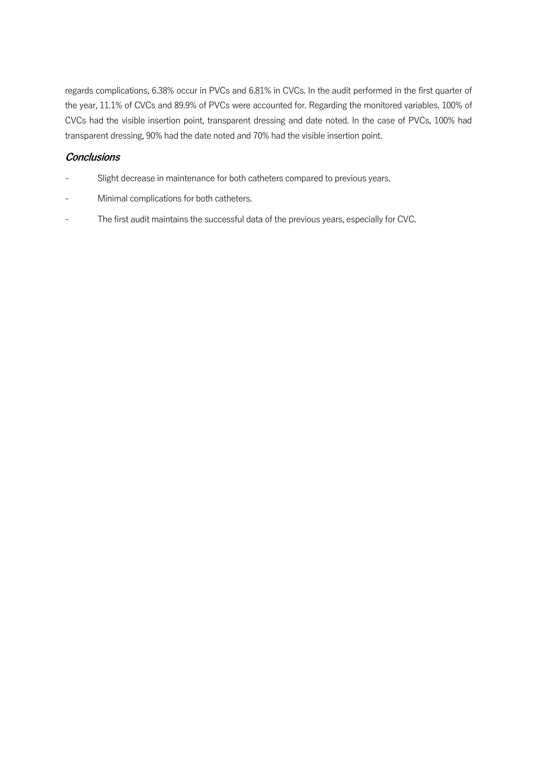regards complications, 6.38% occur in PVCs and 6.81% in CVCs. In the audit performed in the first quarter of the year, 11.1% of CVCs and 89.9% of PVCs were accounted for. Regarding the monitored variables, 100% of CVCs had the visible insertion point, transparent dressing and date noted. In the case of PVCs, 100% had transparent dressing, 90% had the date noted and 70% had the visible insertion point.

## *Conclusions*

- Slight decrease in maintenance for both catheters compared to previous years.
- Minimal complications for both catheters.
- The first audit maintains the successful data of the previous years, especially for CVC.